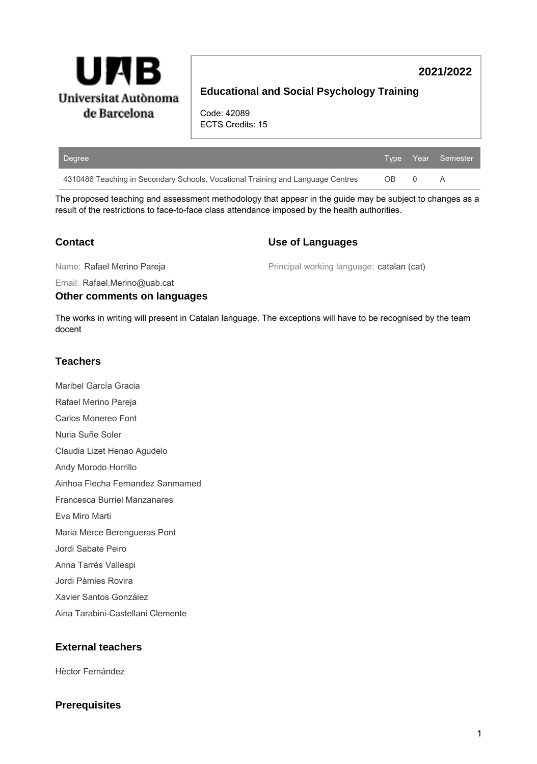**Universitat Autònoma de Barcelona**

**2021/2022**

## Educational and Social Psychology Training

Code: 42089
ECTS Credits: 15

| Degree | Type | Year | Semester |
|---|---|---|---|
| 4310486 Teaching in Secondary Schools, Vocational Training and Language Centres | OB | 0 | A |

The proposed teaching and assessment methodology that appear in the guide may be subject to changes as a result of the restrictions to face-to-face class attendance imposed by the health authorities.

### Contact

Name: Rafael Merino Pareja

Email: Rafael.Merino@uab.cat

### Use of Languages

Principal working language: catalan (cat)

### Other comments on languages

The works in writing will present in Catalan language. The exceptions will have to be recognised by the team docent

### Teachers

Maribel García Gracia

Rafael Merino Pareja

Carlos Monereo Font

Nuria Suñe Soler

Claudia Lizet Henao Agudelo

Andy Morodo Horrillo

Ainhoa Flecha Fernandez Sanmamed

Francesca Burriel Manzanares

Eva Miro Marti

Maria Merce Berengueras Pont

Jordi Sabate Peiro

Anna Tarrés Vallespi

Jordi Pàmies Rovira

Xavier Santos González

Aina Tarabini-Castellani Clemente

### External teachers

Hèctor Fernández

### Prerequisites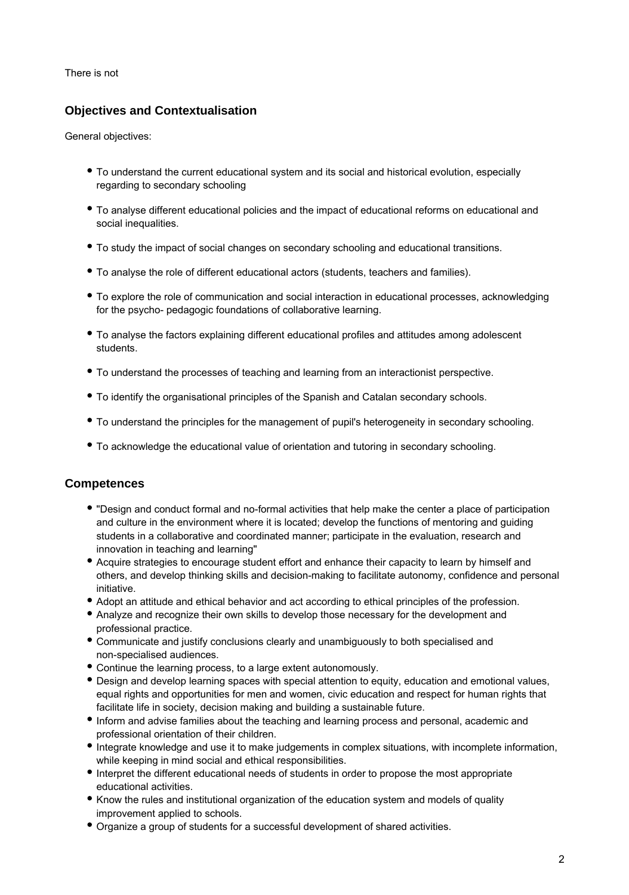There is not

## Objectives and Contextualisation

General objectives:

- To understand the current educational system and its social and historical evolution, especially regarding to secondary schooling
- To analyse different educational policies and the impact of educational reforms on educational and social inequalities.
- To study the impact of social changes on secondary schooling and educational transitions.
- To analyse the role of different educational actors (students, teachers and families).
- To explore the role of communication and social interaction in educational processes, acknowledging for the psycho- pedagogic foundations of collaborative learning.
- To analyse the factors explaining different educational profiles and attitudes among adolescent students.
- To understand the processes of teaching and learning from an interactionist perspective.
- To identify the organisational principles of the Spanish and Catalan secondary schools.
- To understand the principles for the management of pupil's heterogeneity in secondary schooling.
- To acknowledge the educational value of orientation and tutoring in secondary schooling.

## Competences

- "Design and conduct formal and no-formal activities that help make the center a place of participation and culture in the environment where it is located; develop the functions of mentoring and guiding students in a collaborative and coordinated manner; participate in the evaluation, research and innovation in teaching and learning"
- Acquire strategies to encourage student effort and enhance their capacity to learn by himself and others, and develop thinking skills and decision-making to facilitate autonomy, confidence and personal initiative.
- Adopt an attitude and ethical behavior and act according to ethical principles of the profession.
- Analyze and recognize their own skills to develop those necessary for the development and professional practice.
- Communicate and justify conclusions clearly and unambiguously to both specialised and non-specialised audiences.
- Continue the learning process, to a large extent autonomously.
- Design and develop learning spaces with special attention to equity, education and emotional values, equal rights and opportunities for men and women, civic education and respect for human rights that facilitate life in society, decision making and building a sustainable future.
- Inform and advise families about the teaching and learning process and personal, academic and professional orientation of their children.
- Integrate knowledge and use it to make judgements in complex situations, with incomplete information, while keeping in mind social and ethical responsibilities.
- Interpret the different educational needs of students in order to propose the most appropriate educational activities.
- Know the rules and institutional organization of the education system and models of quality improvement applied to schools.
- Organize a group of students for a successful development of shared activities.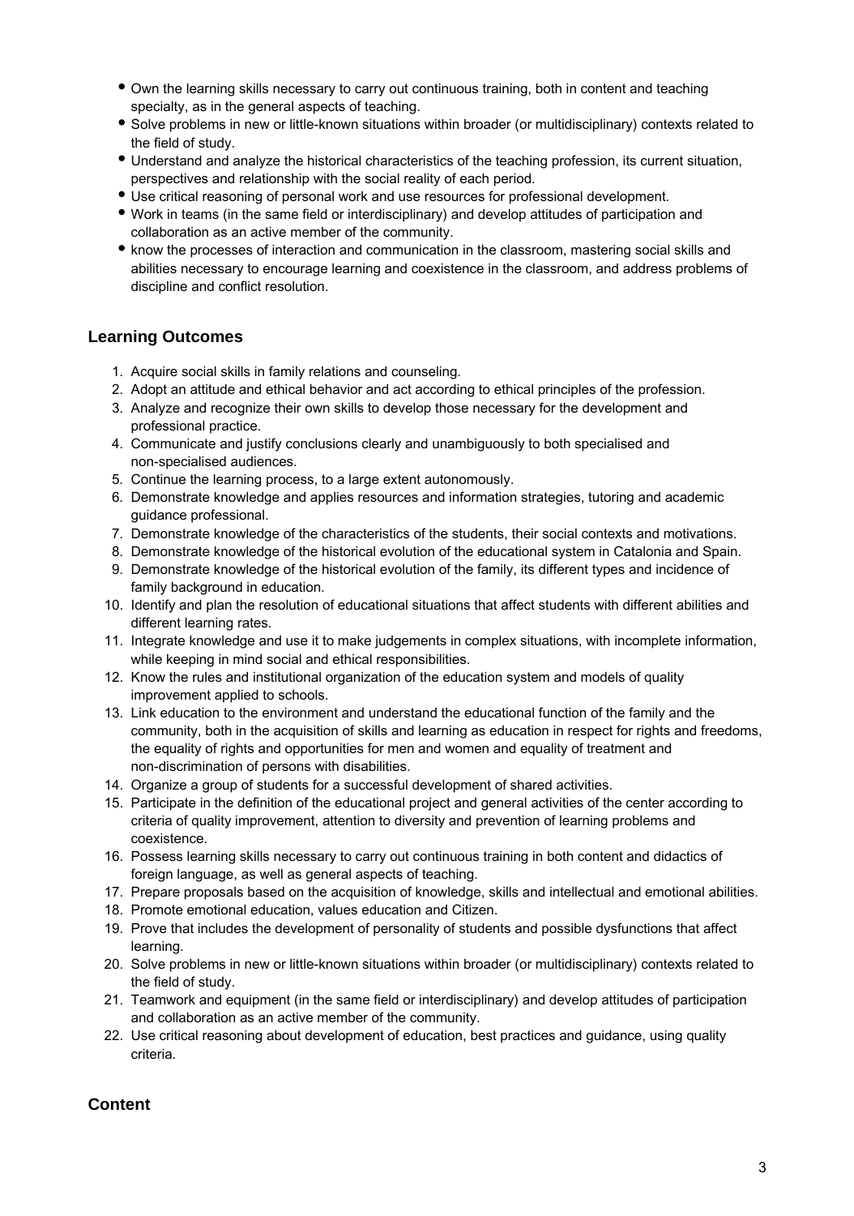- Own the learning skills necessary to carry out continuous training, both in content and teaching specialty, as in the general aspects of teaching.
- Solve problems in new or little-known situations within broader (or multidisciplinary) contexts related to the field of study.
- Understand and analyze the historical characteristics of the teaching profession, its current situation, perspectives and relationship with the social reality of each period.
- Use critical reasoning of personal work and use resources for professional development.
- Work in teams (in the same field or interdisciplinary) and develop attitudes of participation and collaboration as an active member of the community.
- know the processes of interaction and communication in the classroom, mastering social skills and abilities necessary to encourage learning and coexistence in the classroom, and address problems of discipline and conflict resolution.

## Learning Outcomes

1. Acquire social skills in family relations and counseling.
2. Adopt an attitude and ethical behavior and act according to ethical principles of the profession.
3. Analyze and recognize their own skills to develop those necessary for the development and professional practice.
4. Communicate and justify conclusions clearly and unambiguously to both specialised and non-specialised audiences.
5. Continue the learning process, to a large extent autonomously.
6. Demonstrate knowledge and applies resources and information strategies, tutoring and academic guidance professional.
7. Demonstrate knowledge of the characteristics of the students, their social contexts and motivations.
8. Demonstrate knowledge of the historical evolution of the educational system in Catalonia and Spain.
9. Demonstrate knowledge of the historical evolution of the family, its different types and incidence of family background in education.
10. Identify and plan the resolution of educational situations that affect students with different abilities and different learning rates.
11. Integrate knowledge and use it to make judgements in complex situations, with incomplete information, while keeping in mind social and ethical responsibilities.
12. Know the rules and institutional organization of the education system and models of quality improvement applied to schools.
13. Link education to the environment and understand the educational function of the family and the community, both in the acquisition of skills and learning as education in respect for rights and freedoms, the equality of rights and opportunities for men and women and equality of treatment and non-discrimination of persons with disabilities.
14. Organize a group of students for a successful development of shared activities.
15. Participate in the definition of the educational project and general activities of the center according to criteria of quality improvement, attention to diversity and prevention of learning problems and coexistence.
16. Possess learning skills necessary to carry out continuous training in both content and didactics of foreign language, as well as general aspects of teaching.
17. Prepare proposals based on the acquisition of knowledge, skills and intellectual and emotional abilities.
18. Promote emotional education, values education and Citizen.
19. Prove that includes the development of personality of students and possible dysfunctions that affect learning.
20. Solve problems in new or little-known situations within broader (or multidisciplinary) contexts related to the field of study.
21. Teamwork and equipment (in the same field or interdisciplinary) and develop attitudes of participation and collaboration as an active member of the community.
22. Use critical reasoning about development of education, best practices and guidance, using quality criteria.

## Content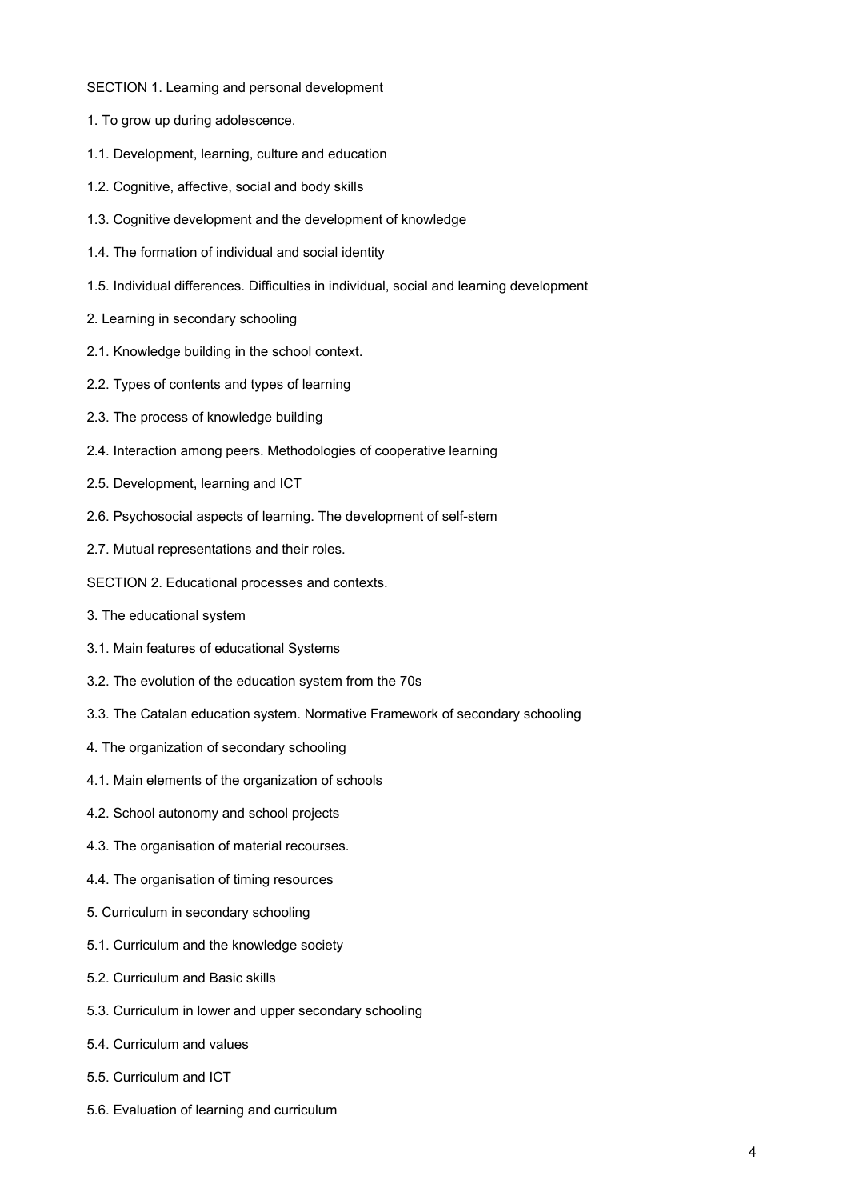SECTION 1. Learning and personal development

1. To grow up during adolescence.

1.1. Development, learning, culture and education

1.2. Cognitive, affective, social and body skills

1.3. Cognitive development and the development of knowledge

1.4. The formation of individual and social identity

1.5. Individual differences. Difficulties in individual, social and learning development

2. Learning in secondary schooling

2.1. Knowledge building in the school context.

2.2. Types of contents and types of learning

2.3. The process of knowledge building

2.4. Interaction among peers. Methodologies of cooperative learning

2.5. Development, learning and ICT

2.6. Psychosocial aspects of learning. The development of self-stem

2.7. Mutual representations and their roles.

SECTION 2. Educational processes and contexts.

3. The educational system

3.1. Main features of educational Systems

3.2. The evolution of the education system from the 70s

3.3. The Catalan education system. Normative Framework of secondary schooling

4. The organization of secondary schooling

4.1. Main elements of the organization of schools

4.2. School autonomy and school projects

4.3. The organisation of material recourses.

4.4. The organisation of timing resources

5. Curriculum in secondary schooling

5.1. Curriculum and the knowledge society

5.2. Curriculum and Basic skills

5.3. Curriculum in lower and upper secondary schooling

5.4. Curriculum and values

5.5. Curriculum and ICT

5.6. Evaluation of learning and curriculum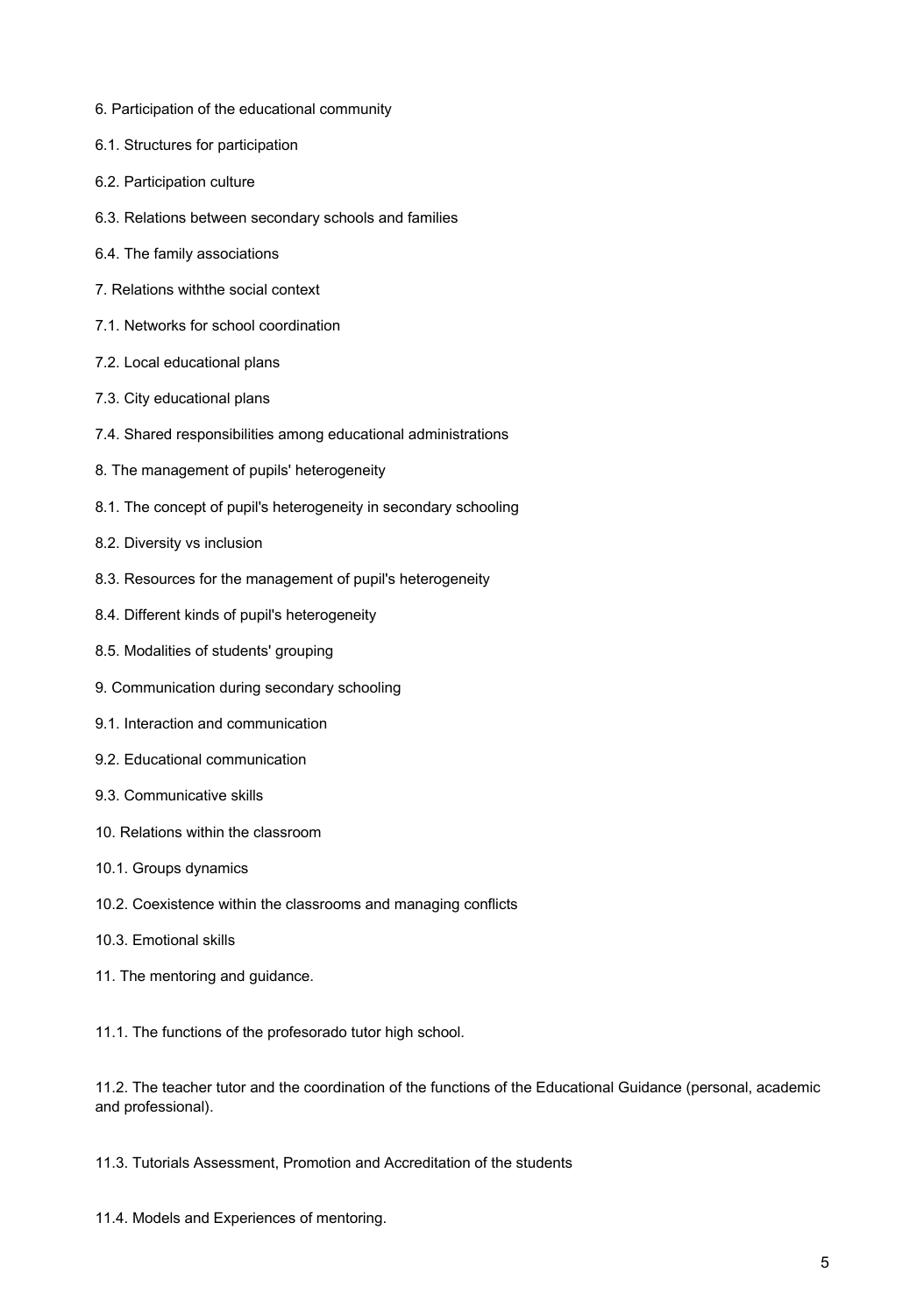6. Participation of the educational community

6.1. Structures for participation

6.2. Participation culture

6.3. Relations between secondary schools and families

6.4. The family associations

7. Relations withthe social context

7.1. Networks for school coordination

7.2. Local educational plans

7.3. City educational plans

7.4. Shared responsibilities among educational administrations

8. The management of pupils' heterogeneity

8.1. The concept of pupil's heterogeneity in secondary schooling

8.2. Diversity vs inclusion

8.3. Resources for the management of pupil's heterogeneity

8.4. Different kinds of pupil's heterogeneity

8.5. Modalities of students' grouping

9. Communication during secondary schooling

9.1. Interaction and communication

9.2. Educational communication

9.3. Communicative skills

10. Relations within the classroom

10.1. Groups dynamics

10.2. Coexistence within the classrooms and managing conflicts

10.3. Emotional skills

11. The mentoring and guidance.

11.1. The functions of the profesorado tutor high school.

11.2. The teacher tutor and the coordination of the functions of the Educational Guidance (personal, academic and professional).

11.3. Tutorials Assessment, Promotion and Accreditation of the students

11.4. Models and Experiences of mentoring.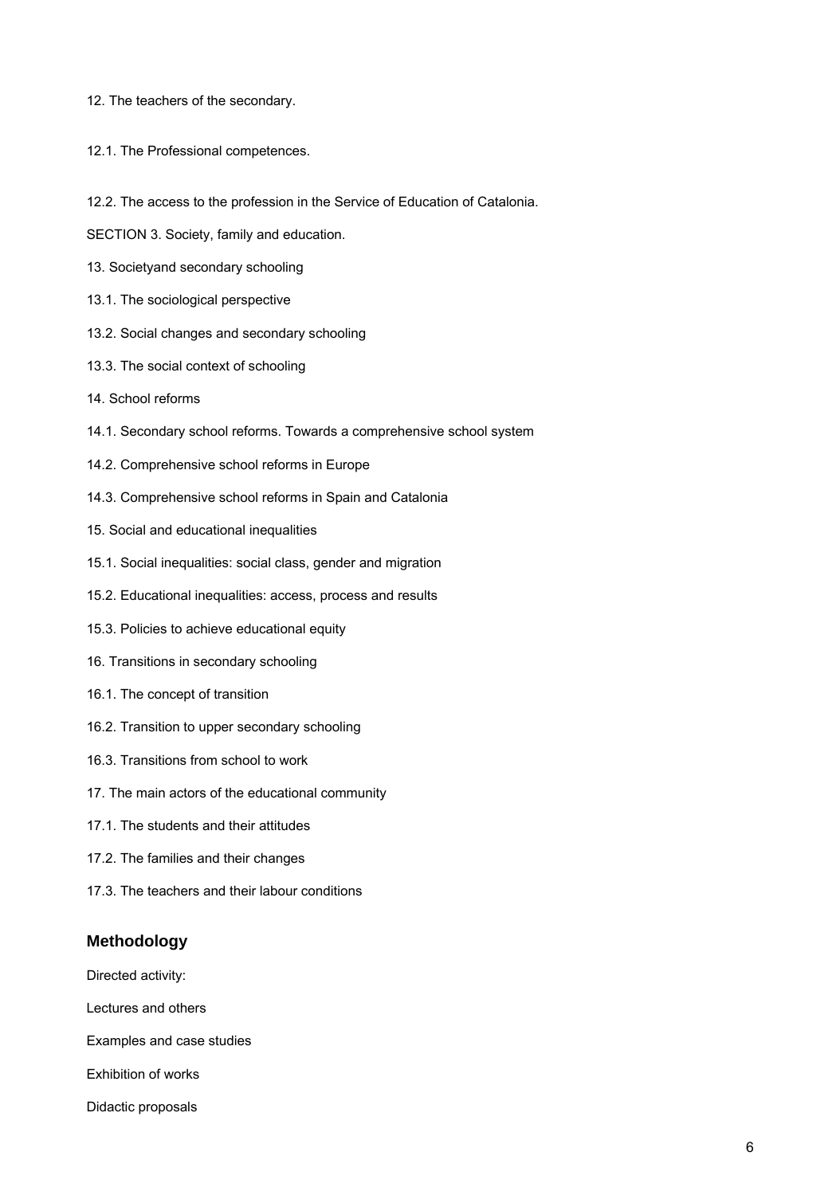12. The teachers of the secondary.

12.1. The Professional competences.

12.2. The access to the profession in the Service of Education of Catalonia.

SECTION 3. Society, family and education.

13. Societyand secondary schooling

13.1. The sociological perspective

13.2. Social changes and secondary schooling

13.3. The social context of schooling

14. School reforms

14.1. Secondary school reforms. Towards a comprehensive school system

14.2. Comprehensive school reforms in Europe

14.3. Comprehensive school reforms in Spain and Catalonia

15. Social and educational inequalities

15.1. Social inequalities: social class, gender and migration

15.2. Educational inequalities: access, process and results

15.3. Policies to achieve educational equity

16. Transitions in secondary schooling

16.1. The concept of transition

16.2. Transition to upper secondary schooling

16.3. Transitions from school to work

17. The main actors of the educational community

17.1. The students and their attitudes

17.2. The families and their changes

17.3. The teachers and their labour conditions

## Methodology

Directed activity:

Lectures and others

Examples and case studies

Exhibition of works

Didactic proposals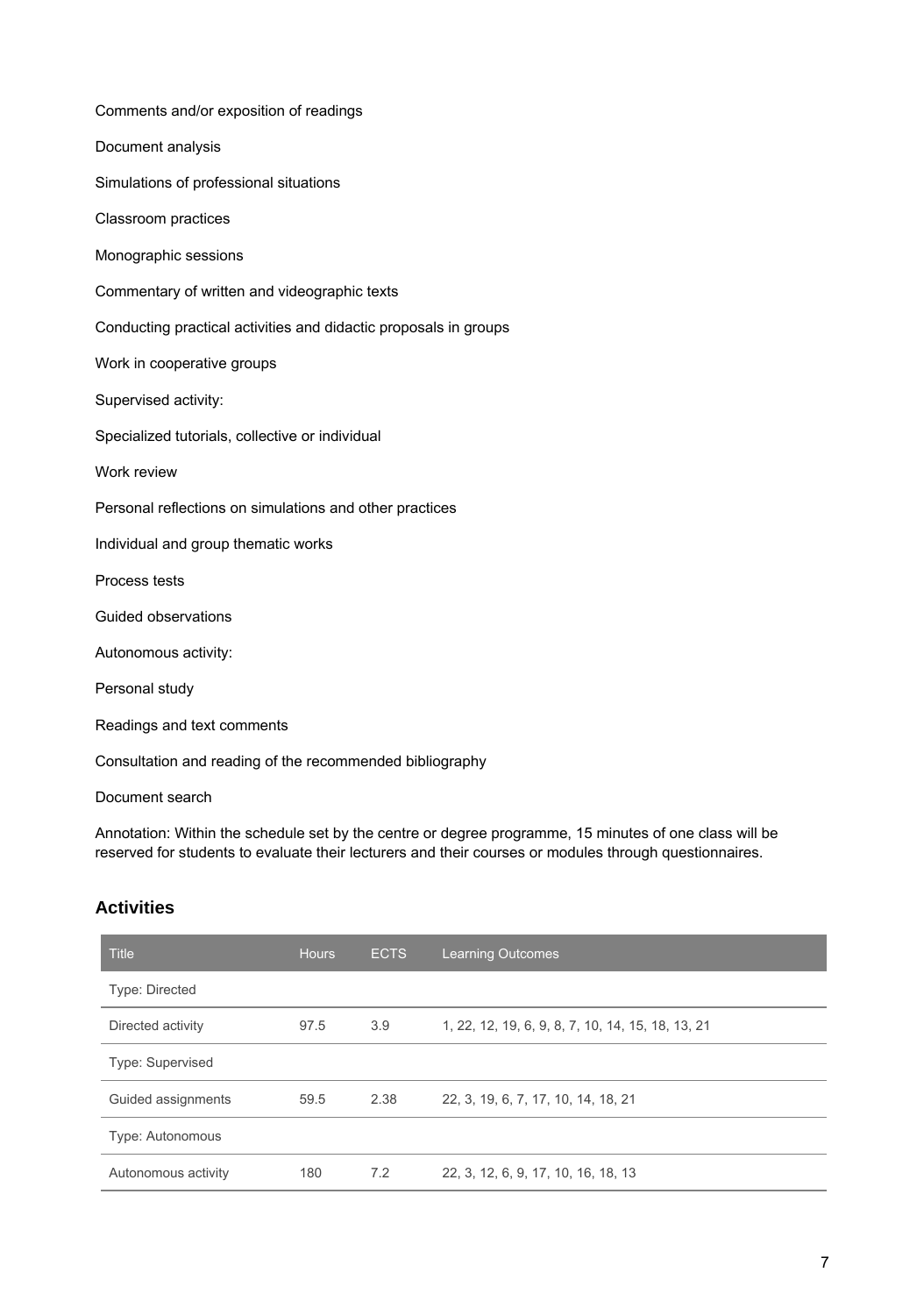Comments and/or exposition of readings

Document analysis

Simulations of professional situations

Classroom practices

Monographic sessions

Commentary of written and videographic texts

Conducting practical activities and didactic proposals in groups

Work in cooperative groups

Supervised activity:

Specialized tutorials, collective or individual

Work review

Personal reflections on simulations and other practices

Individual and group thematic works

Process tests

Guided observations

Autonomous activity:

Personal study

Readings and text comments

Consultation and reading of the recommended bibliography

Document search

Annotation: Within the schedule set by the centre or degree programme, 15 minutes of one class will be reserved for students to evaluate their lecturers and their courses or modules through questionnaires.

## Activities

| Title | Hours | ECTS | Learning Outcomes |
|---|---|---|---|
| Type: Directed | | | |
| Directed activity | 97.5 | 3.9 | 1, 22, 12, 19, 6, 9, 8, 7, 10, 14, 15, 18, 13, 21 |
| Type: Supervised | | | |
| Guided assignments | 59.5 | 2.38 | 22, 3, 19, 6, 7, 17, 10, 14, 18, 21 |
| Type: Autonomous | | | |
| Autonomous activity | 180 | 7.2 | 22, 3, 12, 6, 9, 17, 10, 16, 18, 13 |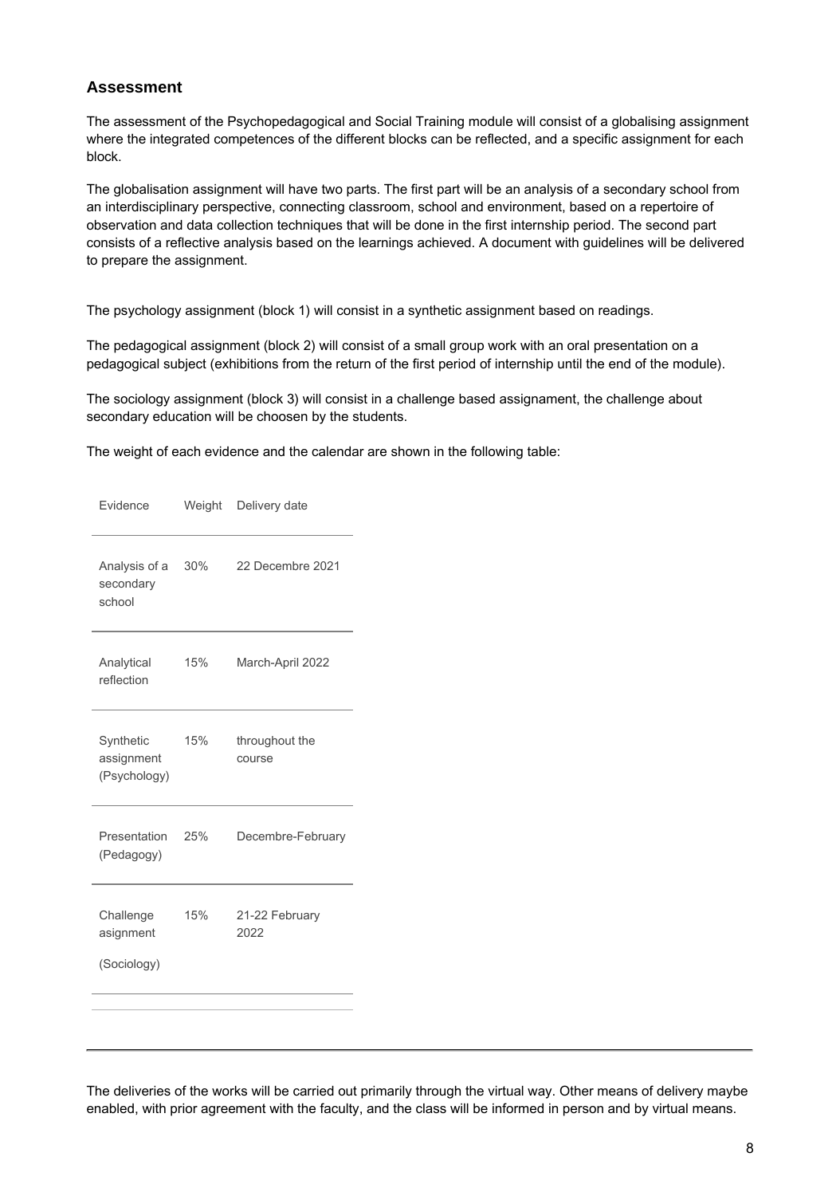## Assessment

The assessment of the Psychopedagogical and Social Training module will consist of a globalising assignment where the integrated competences of the different blocks can be reflected, and a specific assignment for each block.

The globalisation assignment will have two parts. The first part will be an analysis of a secondary school from an interdisciplinary perspective, connecting classroom, school and environment, based on a repertoire of observation and data collection techniques that will be done in the first internship period. The second part consists of a reflective analysis based on the learnings achieved. A document with guidelines will be delivered to prepare the assignment.

The psychology assignment (block 1) will consist in a synthetic assignment based on readings.

The pedagogical assignment (block 2) will consist of a small group work with an oral presentation on a pedagogical subject (exhibitions from the return of the first period of internship until the end of the module).

The sociology assignment (block 3) will consist in a challenge based assignament, the challenge about secondary education will be choosen by the students.

The weight of each evidence and the calendar are shown in the following table:

| Evidence | Weight | Delivery date |
|---|---|---|
| Analysis of a secondary school | 30% | 22 Decembre 2021 |
| Analytical reflection | 15% | March-April 2022 |
| Synthetic assignment (Psychology) | 15% | throughout the course |
| Presentation (Pedagogy) | 25% | Decembre-February |
| Challenge asignment (Sociology) | 15% | 21-22 February 2022 |

The deliveries of the works will be carried out primarily through the virtual way. Other means of delivery maybe enabled, with prior agreement with the faculty, and the class will be informed in person and by virtual means.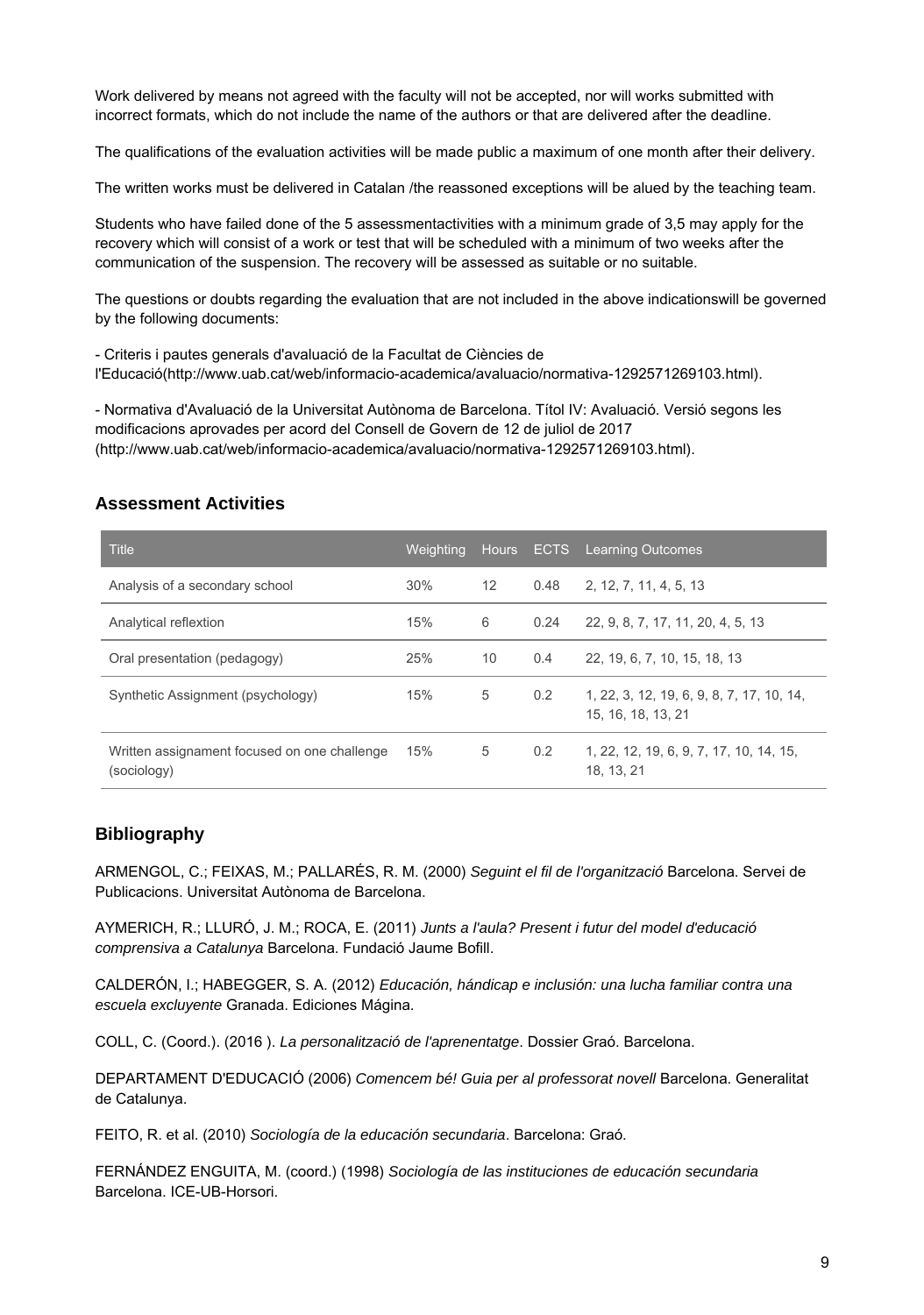Work delivered by means not agreed with the faculty will not be accepted, nor will works submitted with incorrect formats, which do not include the name of the authors or that are delivered after the deadline.

The qualifications of the evaluation activities will be made public a maximum of one month after their delivery.

The written works must be delivered in Catalan /the reassoned exceptions will be alued by the teaching team.

Students who have failed done of the 5 assessmentactivities with a minimum grade of 3,5 may apply for the recovery which will consist of a work or test that will be scheduled with a minimum of two weeks after the communication of the suspension. The recovery will be assessed as suitable or no suitable.

The questions or doubts regarding the evaluation that are not included in the above indicationswill be governed by the following documents:

- Criteris i pautes generals d'avaluació de la Facultat de Ciències de l'Educació(http://www.uab.cat/web/informacio-academica/avaluacio/normativa-1292571269103.html).

- Normativa d'Avaluació de la Universitat Autònoma de Barcelona. Títol IV: Avaluació. Versió segons les modificacions aprovades per acord del Consell de Govern de 12 de juliol de 2017 (http://www.uab.cat/web/informacio-academica/avaluacio/normativa-1292571269103.html).

## Assessment Activities

| Title | Weighting | Hours | ECTS | Learning Outcomes |
|---|---|---|---|---|
| Analysis of a secondary school | 30% | 12 | 0.48 | 2, 12, 7, 11, 4, 5, 13 |
| Analytical reflextion | 15% | 6 | 0.24 | 22, 9, 8, 7, 17, 11, 20, 4, 5, 13 |
| Oral presentation (pedagogy) | 25% | 10 | 0.4 | 22, 19, 6, 7, 10, 15, 18, 13 |
| Synthetic Assignment (psychology) | 15% | 5 | 0.2 | 1, 22, 3, 12, 19, 6, 9, 8, 7, 17, 10, 14, 15, 16, 18, 13, 21 |
| Written assignment focused on one challenge (sociology) | 15% | 5 | 0.2 | 1, 22, 12, 19, 6, 9, 7, 17, 10, 14, 15, 18, 13, 21 |

## Bibliography

ARMENGOL, C.; FEIXAS, M.; PALLARÉS, R. M. (2000) *Seguint el fil de l'organització* Barcelona. Servei de Publicacions. Universitat Autònoma de Barcelona.

AYMERICH, R.; LLURÓ, J. M.; ROCA, E. (2011) *Junts a l'aula? Present i futur del model d'educació comprensiva a Catalunya* Barcelona. Fundació Jaume Bofill.

CALDERÓN, I.; HABEGGER, S. A. (2012) *Educación, hándicap e inclusión: una lucha familiar contra una escuela excluyente* Granada. Ediciones Mágina.

COLL, C. (Coord.). (2016 ). *La personalització de l'aprenentatge*. Dossier Graó. Barcelona.

DEPARTAMENT D'EDUCACIÓ (2006) *Comencem bé! Guia per al professorat novell* Barcelona. Generalitat de Catalunya.

FEITO, R. et al. (2010) *Sociología de la educación secundaria*. Barcelona: Graó.

FERNÁNDEZ ENGUITA, M. (coord.) (1998) *Sociología de las instituciones de educación secundaria* Barcelona. ICE-UB-Horsori.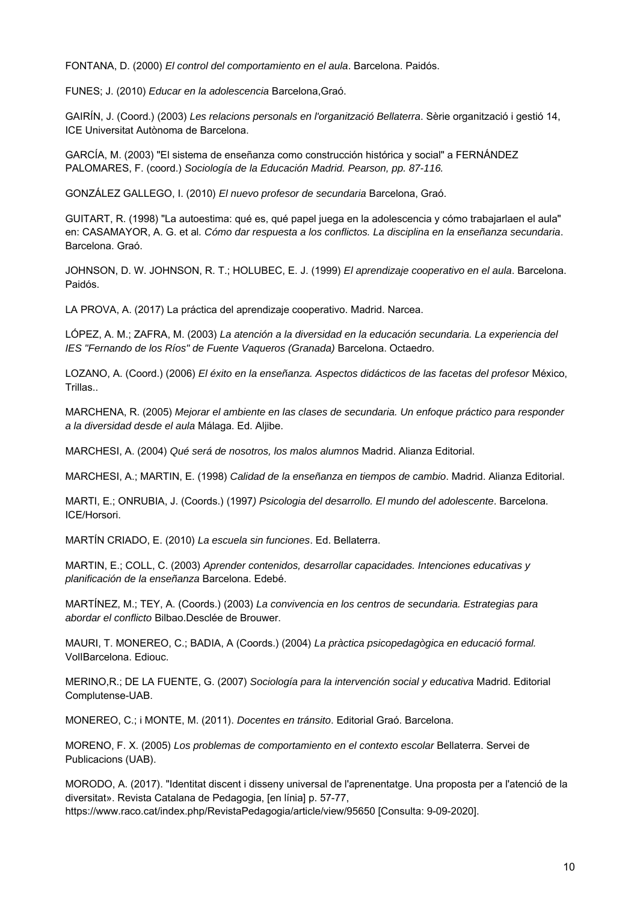FONTANA, D. (2000) *El control del comportamiento en el aula*. Barcelona. Paidós.

FUNES; J. (2010) *Educar en la adolescencia* Barcelona,Graó.

GAIRÍN, J. (Coord.) (2003) *Les relacions personals en l'organització Bellaterra*. Sèrie organització i gestió 14, ICE Universitat Autònoma de Barcelona.

GARCÍA, M. (2003) "El sistema de enseñanza como construcción histórica y social" a FERNÁNDEZ PALOMARES, F. (coord.) *Sociología de la Educación Madrid. Pearson, pp. 87-116.*

GONZÁLEZ GALLEGO, I. (2010) *El nuevo profesor de secundaria* Barcelona, Graó.

GUITART, R. (1998) "La autoestima: qué es, qué papel juega en la adolescencia y cómo trabajarlaen el aula" en: CASAMAYOR, A. G. et al*. Cómo dar respuesta a los conflictos. La disciplina en la enseñanza secundaria*. Barcelona. Graó.

JOHNSON, D. W. JOHNSON, R. T.; HOLUBEC, E. J. (1999) *El aprendizaje cooperativo en el aula*. Barcelona. Paidós.

LA PROVA, A. (2017) La práctica del aprendizaje cooperativo. Madrid. Narcea.

LÓPEZ, A. M.; ZAFRA, M. (2003) *La atención a la diversidad en la educación secundaria. La experiencia del IES "Fernando de los Ríos" de Fuente Vaqueros (Granada)* Barcelona. Octaedro.

LOZANO, A. (Coord.) (2006) *El éxito en la enseñanza. Aspectos didácticos de las facetas del profesor* México, Trillas..

MARCHENA, R. (2005) *Mejorar el ambiente en las clases de secundaria. Un enfoque práctico para responder a la diversidad desde el aula* Málaga. Ed. Aljibe.

MARCHESI, A. (2004) *Qué será de nosotros, los malos alumnos* Madrid. Alianza Editorial.

MARCHESI, A.; MARTIN, E. (1998) *Calidad de la enseñanza en tiempos de cambio*. Madrid. Alianza Editorial.

MARTI, E.; ONRUBIA, J. (Coords.) (1997*) Psicologia del desarrollo. El mundo del adolescente*. Barcelona. ICE/Horsori.

MARTÍN CRIADO, E. (2010) *La escuela sin funciones*. Ed. Bellaterra.

MARTIN, E.; COLL, C. (2003) *Aprender contenidos, desarrollar capacidades. Intenciones educativas y planificación de la enseñanza* Barcelona. Edebé.

MARTÍNEZ, M.; TEY, A. (Coords.) (2003) *La convivencia en los centros de secundaria. Estrategias para abordar el conflicto* Bilbao.Desclée de Brouwer.

MAURI, T. MONEREO, C.; BADIA, A (Coords.) (2004) *La pràctica psicopedagògica en educació formal.* VolIBarcelona. Ediouc.

MERINO,R.; DE LA FUENTE, G. (2007) *Sociología para la intervención social y educativa* Madrid. Editorial Complutense-UAB.

MONEREO, C.; i MONTE, M. (2011). *Docentes en tránsito*. Editorial Graó. Barcelona.

MORENO, F. X. (2005) *Los problemas de comportamiento en el contexto escolar* Bellaterra. Servei de Publicacions (UAB).

MORODO, A. (2017). "Identitat discent i disseny universal de l'aprenentatge. Una proposta per a l'atenció de la diversitat». Revista Catalana de Pedagogia, [en línia] p. 57-77, https://www.raco.cat/index.php/RevistaPedagogia/article/view/95650 [Consulta: 9-09-2020].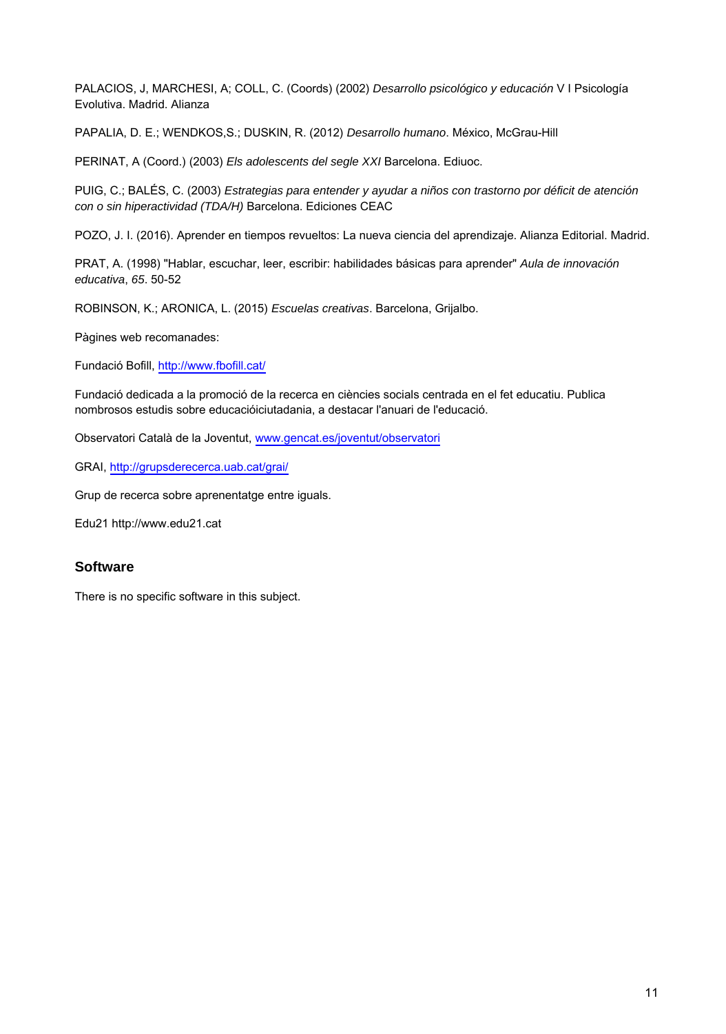PALACIOS, J, MARCHESI, A; COLL, C. (Coords) (2002) *Desarrollo psicológico y educación* V I Psicología Evolutiva. Madrid. Alianza

PAPALIA, D. E.; WENDKOS,S.; DUSKIN, R. (2012) *Desarrollo humano*. México, McGrau-Hill

PERINAT, A (Coord.) (2003) *Els adolescents del segle XXI* Barcelona. Ediuoc.

PUIG, C.; BALÉS, C. (2003) *Estrategias para entender y ayudar a niños con trastorno por déficit de atención con o sin hiperactividad (TDA/H)* Barcelona. Ediciones CEAC

POZO, J. I. (2016). Aprender en tiempos revueltos: La nueva ciencia del aprendizaje. Alianza Editorial. Madrid.

PRAT, A. (1998) "Hablar, escuchar, leer, escribir: habilidades básicas para aprender" *Aula de innovación educativa*, *65*. 50-52

ROBINSON, K.; ARONICA, L. (2015) *Escuelas creativas*. Barcelona, Grijalbo.

Pàgines web recomanades:

Fundació Bofill, [http://www.fbofill.cat/](http://www.fbofill.cat/)

Fundació dedicada a la promoció de la recerca en ciències socials centrada en el fet educatiu. Publica nombrosos estudis sobre educacióiciutadania, a destacar l'anuari de l'educació.

Observatori Català de la Joventut, [www.gencat.es/joventut/observatori](www.gencat.es/joventut/observatori)

GRAI, [http://grupsderecerca.uab.cat/grai/](http://grupsderecerca.uab.cat/grai/)

Grup de recerca sobre aprenentatge entre iguals.

Edu21 http://www.edu21.cat

## Software

There is no specific software in this subject.